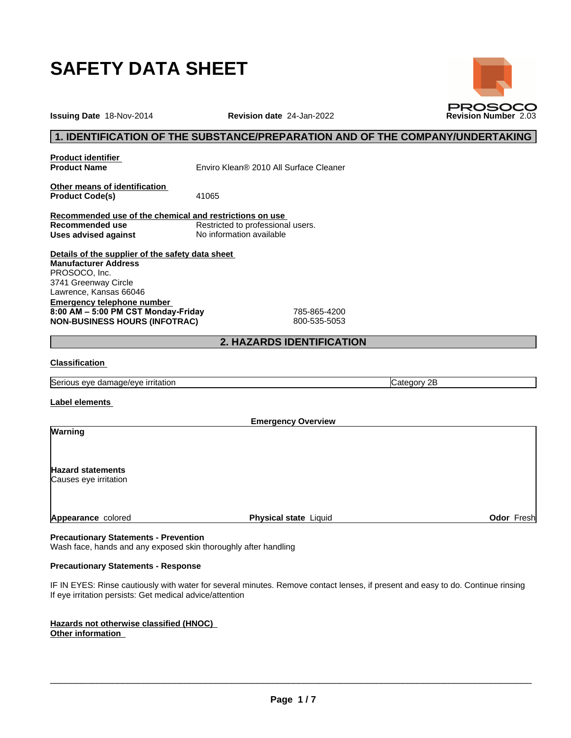# SAFETY DATA SHEET

PROSOCO

**Issuing Date** 18-Nov-2014 **Revision date** 24-Jan-2022 **Revision Number** 2.03

## 1. IDENTIFICATION OF THE SUBSTANCE/PREPARATION AND OF THE COMPANY/UNDERTAKING

**Product identifier**

**Product Name** Enviro Klean® 2010 All Surface Cleaner

**Other means of identification**

**Product Code(s)** 41065

**Recommended use of the chemical and restrictions on use**

**Recommended use** Restricted to professional users.

**Uses advised against** No information available

**Details of the supplier of the safety data sheet**

**Manufacturer Address**
PROSOCO, Inc.
3741 Greenway Circle
Lawrence, Kansas 66046

**Emergency telephone number**

**8:00 AM – 5:00 PM CST Monday-Friday** 785-865-4200

**NON-BUSINESS HOURS (INFOTRAC)** 800-535-5053

## 2. HAZARDS IDENTIFICATION

**Classification**

| | |
|---|---|
| Serious eye damage/eye irritation | Category 2B |

**Label elements**

**Emergency Overview**

**Warning**

**Hazard statements**
Causes eye irritation

**Appearance** colored **Physical state** Liquid **Odor** Fresh

**Precautionary Statements - Prevention**
Wash face, hands and any exposed skin thoroughly after handling

**Precautionary Statements - Response**

IF IN EYES: Rinse cautiously with water for several minutes. Remove contact lenses, if present and easy to do. Continue rinsing
If eye irritation persists: Get medical advice/attention

**Hazards not otherwise classified (HNOC)**
**Other information**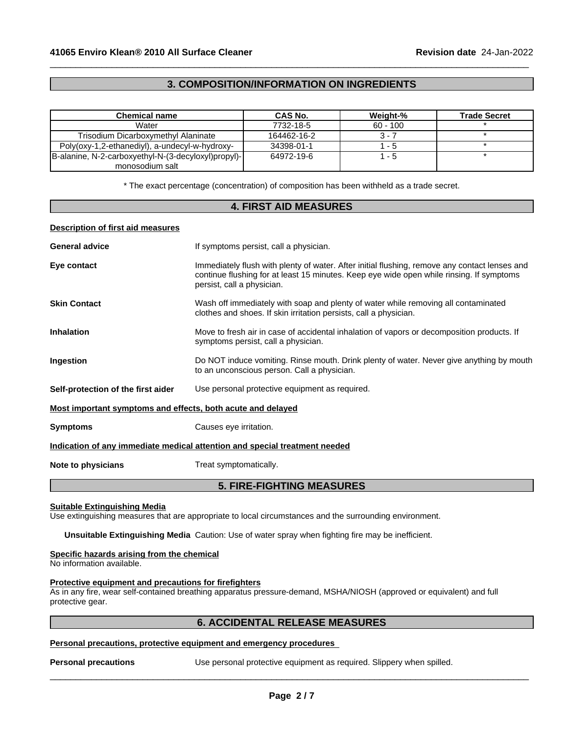## 3. COMPOSITION/INFORMATION ON INGREDIENTS

| Chemical name | CAS No. | Weight-% | Trade Secret |
|---|---|---|---|
| Water | 7732-18-5 | 60 - 100 | * |
| Trisodium Dicarboxymethyl Alaninate | 164462-16-2 | 3 - 7 | * |
| Poly(oxy-1,2-ethanediyl), a-undecyl-w-hydroxy- | 34398-01-1 | 1 - 5 | * |
| B-alanine, N-2-carboxyethyl-N-(3-decyloxyl)propyl)-monosodium salt | 64972-19-6 | 1 - 5 | * |

* The exact percentage (concentration) of composition has been withheld as a trade secret.

## 4. FIRST AID MEASURES

**Description of first aid measures**

**General advice** If symptoms persist, call a physician.

**Eye contact** Immediately flush with plenty of water. After initial flushing, remove any contact lenses and continue flushing for at least 15 minutes. Keep eye wide open while rinsing. If symptoms persist, call a physician.

**Skin Contact** Wash off immediately with soap and plenty of water while removing all contaminated clothes and shoes. If skin irritation persists, call a physician.

**Inhalation** Move to fresh air in case of accidental inhalation of vapors or decomposition products. If symptoms persist, call a physician.

**Ingestion** Do NOT induce vomiting. Rinse mouth. Drink plenty of water. Never give anything by mouth to an unconscious person. Call a physician.

**Self-protection of the first aider** Use personal protective equipment as required.

**Most important symptoms and effects, both acute and delayed**

**Symptoms** Causes eye irritation.

**Indication of any immediate medical attention and special treatment needed**

**Note to physicians** Treat symptomatically.

## 5. FIRE-FIGHTING MEASURES

**Suitable Extinguishing Media**
Use extinguishing measures that are appropriate to local circumstances and the surrounding environment.

**Unsuitable Extinguishing Media** Caution: Use of water spray when fighting fire may be inefficient.

**Specific hazards arising from the chemical**
No information available.

**Protective equipment and precautions for firefighters**
As in any fire, wear self-contained breathing apparatus pressure-demand, MSHA/NIOSH (approved or equivalent) and full protective gear.

## 6. ACCIDENTAL RELEASE MEASURES

**Personal precautions, protective equipment and emergency procedures**

**Personal precautions** Use personal protective equipment as required. Slippery when spilled.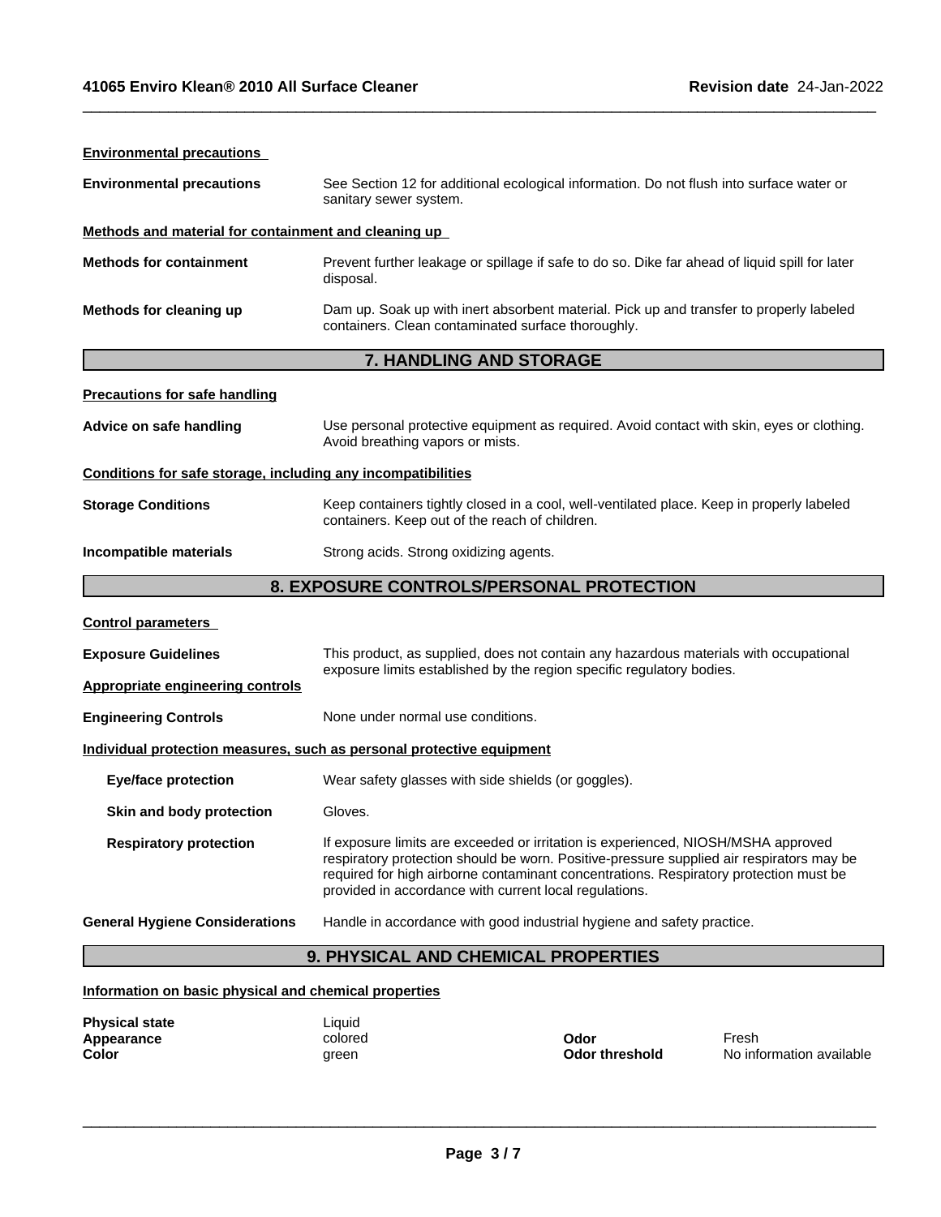**Environmental precautions**

**Environmental precautions** See Section 12 for additional ecological information. Do not flush into surface water or sanitary sewer system.

**Methods and material for containment and cleaning up**

**Methods for containment** Prevent further leakage or spillage if safe to do so. Dike far ahead of liquid spill for later disposal.

**Methods for cleaning up** Dam up. Soak up with inert absorbent material. Pick up and transfer to properly labeled containers. Clean contaminated surface thoroughly.

## 7. HANDLING AND STORAGE

**Precautions for safe handling**

**Advice on safe handling** Use personal protective equipment as required. Avoid contact with skin, eyes or clothing. Avoid breathing vapors or mists.

**Conditions for safe storage, including any incompatibilities**

**Storage Conditions** Keep containers tightly closed in a cool, well-ventilated place. Keep in properly labeled containers. Keep out of the reach of children.

**Incompatible materials** Strong acids. Strong oxidizing agents.

## 8. EXPOSURE CONTROLS/PERSONAL PROTECTION

**Control parameters**

**Exposure Guidelines** This product, as supplied, does not contain any hazardous materials with occupational exposure limits established by the region specific regulatory bodies.

**Appropriate engineering controls**

**Engineering Controls** None under normal use conditions.

**Individual protection measures, such as personal protective equipment**

**Eye/face protection** Wear safety glasses with side shields (or goggles).

**Skin and body protection** Gloves.

**Respiratory protection** If exposure limits are exceeded or irritation is experienced, NIOSH/MSHA approved respiratory protection should be worn. Positive-pressure supplied air respirators may be required for high airborne contaminant concentrations. Respiratory protection must be provided in accordance with current local regulations.

**General Hygiene Considerations** Handle in accordance with good industrial hygiene and safety practice.

## 9. PHYSICAL AND CHEMICAL PROPERTIES

**Information on basic physical and chemical properties**

| | | | |
|---|---|---|---|
| **Physical state** | Liquid | | |
| **Appearance** | colored | **Odor** | Fresh |
| **Color** | green | **Odor threshold** | No information available |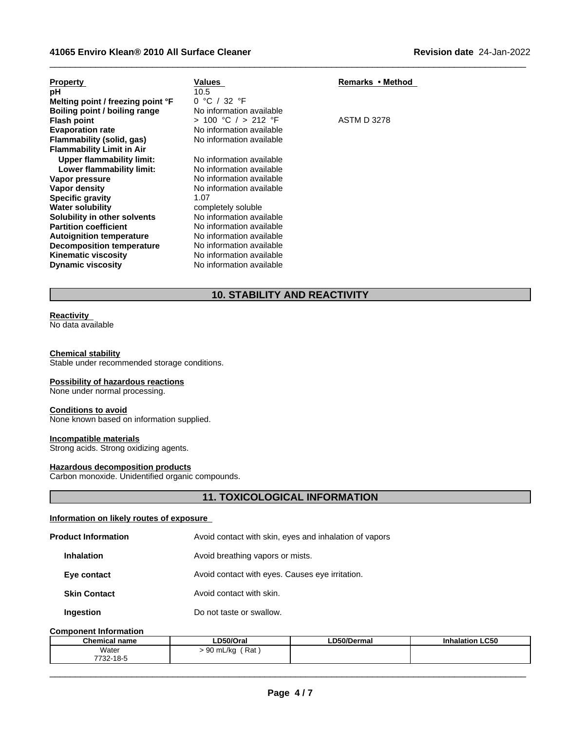| Property | Values | Remarks • Method |
|---|---|---|
| **pH** | 10.5 | |
| **Melting point / freezing point °F** | 0 °C / 32 °F | |
| **Boiling point / boiling range** | No information available | |
| **Flash point** | > 100 °C / > 212 °F | ASTM D 3278 |
| **Evaporation rate** | No information available | |
| **Flammability (solid, gas)** | No information available | |
| **Flammability Limit in Air** | | |
| **Upper flammability limit:** | No information available | |
| **Lower flammability limit:** | No information available | |
| **Vapor pressure** | No information available | |
| **Vapor density** | No information available | |
| **Specific gravity** | 1.07 | |
| **Water solubility** | completely soluble | |
| **Solubility in other solvents** | No information available | |
| **Partition coefficient** | No information available | |
| **Autoignition temperature** | No information available | |
| **Decomposition temperature** | No information available | |
| **Kinematic viscosity** | No information available | |
| **Dynamic viscosity** | No information available | |

## 10. STABILITY AND REACTIVITY

**Reactivity**
No data available

**Chemical stability**
Stable under recommended storage conditions.

**Possibility of hazardous reactions**
None under normal processing.

**Conditions to avoid**
None known based on information supplied.

**Incompatible materials**
Strong acids. Strong oxidizing agents.

**Hazardous decomposition products**
Carbon monoxide. Unidentified organic compounds.

## 11. TOXICOLOGICAL INFORMATION

**Information on likely routes of exposure**

**Product Information** — Avoid contact with skin, eyes and inhalation of vapors

**Inhalation** — Avoid breathing vapors or mists.

**Eye contact** — Avoid contact with eyes. Causes eye irritation.

**Skin Contact** — Avoid contact with skin.

**Ingestion** — Do not taste or swallow.

**Component Information**

| Chemical name | LD50/Oral | LD50/Dermal | Inhalation LC50 |
|---|---|---|---|
| Water<br>7732-18-5 | > 90 mL/kg ( Rat ) | | |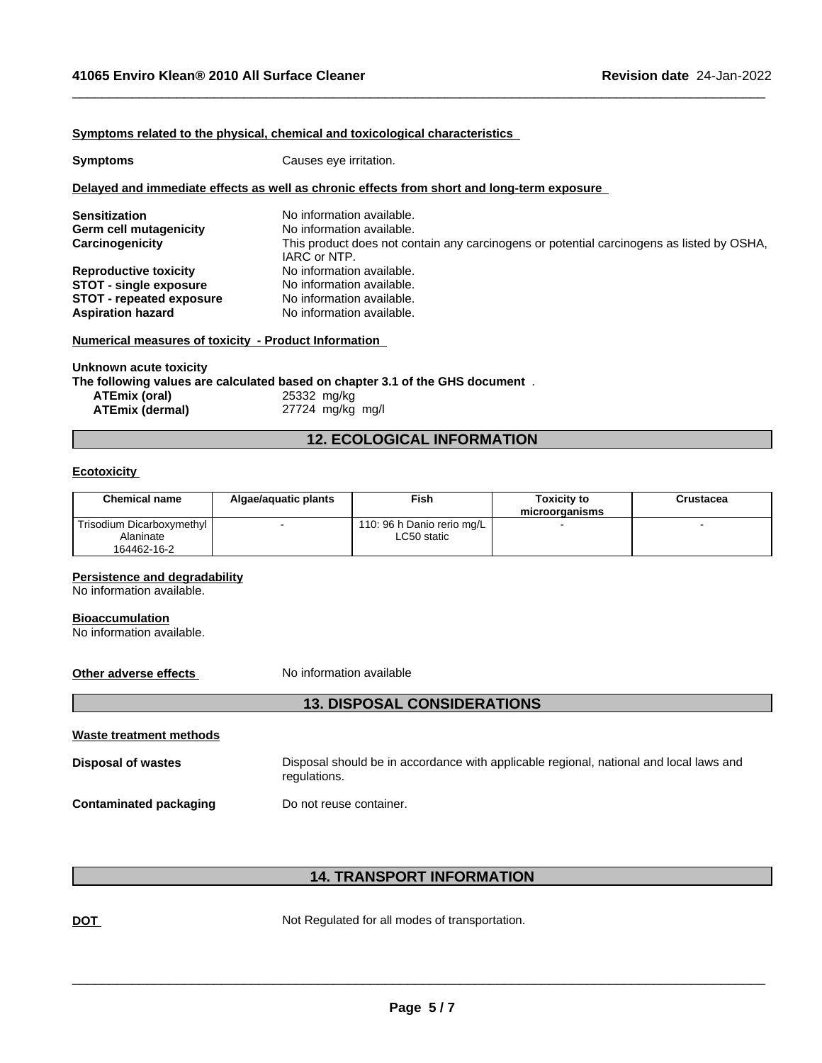**Symptoms related to the physical, chemical and toxicological characteristics**

**Symptoms** Causes eye irritation.

**Delayed and immediate effects as well as chronic effects from short and long-term exposure**

**Sensitization** No information available.
**Germ cell mutagenicity** No information available.
**Carcinogenicity** This product does not contain any carcinogens or potential carcinogens as listed by OSHA, IARC or NTP.
**Reproductive toxicity** No information available.
**STOT - single exposure** No information available.
**STOT - repeated exposure** No information available.
**Aspiration hazard** No information available.

**Numerical measures of toxicity - Product Information**

**Unknown acute toxicity**
**The following values are calculated based on chapter 3.1 of the GHS document** .
**ATEmix (oral)** 25332 mg/kg
**ATEmix (dermal)** 27724 mg/kg mg/l

## 12. ECOLOGICAL INFORMATION

**Ecotoxicity**

| Chemical name | Algae/aquatic plants | Fish | Toxicity to microorganisms | Crustacea |
|---|---|---|---|---|
| Trisodium Dicarboxymethyl Alaninate 164462-16-2 | - | 110: 96 h Danio rerio mg/L LC50 static | - | - |

**Persistence and degradability**
No information available.

**Bioaccumulation**
No information available.

**Other adverse effects** No information available

## 13. DISPOSAL CONSIDERATIONS

**Waste treatment methods**

**Disposal of wastes** Disposal should be in accordance with applicable regional, national and local laws and regulations.

**Contaminated packaging** Do not reuse container.

## 14. TRANSPORT INFORMATION

**DOT** Not Regulated for all modes of transportation.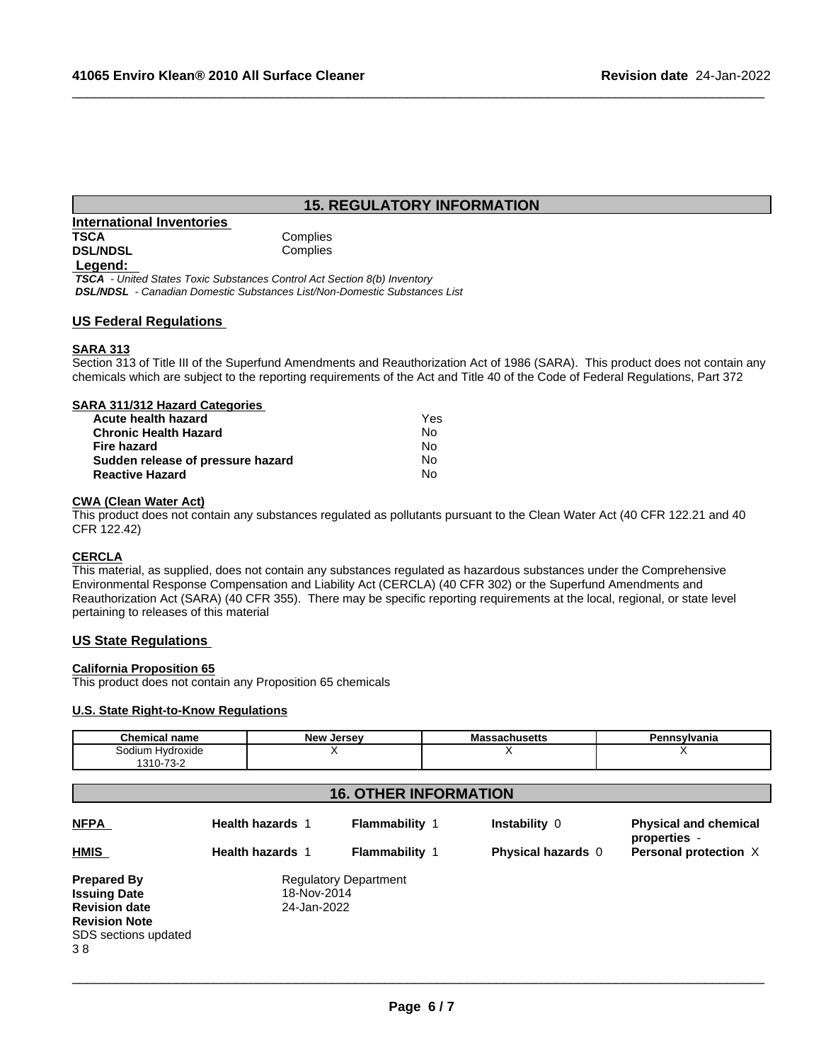## 15. REGULATORY INFORMATION

**International Inventories**

| | |
|---|---|
| **TSCA** | Complies |
| **DSL/NDSL** | Complies |

**Legend:**

***TSCA*** *- United States Toxic Substances Control Act Section 8(b) Inventory*
***DSL/NDSL*** *- Canadian Domestic Substances List/Non-Domestic Substances List*

### US Federal Regulations

**SARA 313**

Section 313 of Title III of the Superfund Amendments and Reauthorization Act of 1986 (SARA). This product does not contain any chemicals which are subject to the reporting requirements of the Act and Title 40 of the Code of Federal Regulations, Part 372

**SARA 311/312 Hazard Categories**

| | |
|---|---|
| **Acute health hazard** | Yes |
| **Chronic Health Hazard** | No |
| **Fire hazard** | No |
| **Sudden release of pressure hazard** | No |
| **Reactive Hazard** | No |

**CWA (Clean Water Act)**

This product does not contain any substances regulated as pollutants pursuant to the Clean Water Act (40 CFR 122.21 and 40 CFR 122.42)

**CERCLA**

This material, as supplied, does not contain any substances regulated as hazardous substances under the Comprehensive Environmental Response Compensation and Liability Act (CERCLA) (40 CFR 302) or the Superfund Amendments and Reauthorization Act (SARA) (40 CFR 355). There may be specific reporting requirements at the local, regional, or state level pertaining to releases of this material

### US State Regulations

**California Proposition 65**

This product does not contain any Proposition 65 chemicals

**U.S. State Right-to-Know Regulations**

| Chemical name | New Jersey | Massachusetts | Pennsylvania |
|---|---|---|---|
| Sodium Hydroxide 1310-73-2 | X | X | X |

## 16. OTHER INFORMATION

| | | | | |
|---|---|---|---|---|
| **NFPA** | **Health hazards** 1 | **Flammability** 1 | **Instability** 0 | **Physical and chemical properties** - |
| **HMIS** | **Health hazards** 1 | **Flammability** 1 | **Physical hazards** 0 | **Personal protection** X |

| | |
|---|---|
| **Prepared By** | Regulatory Department |
| **Issuing Date** | 18-Nov-2014 |
| **Revision date** | 24-Jan-2022 |

**Revision Note**

SDS sections updated
3 8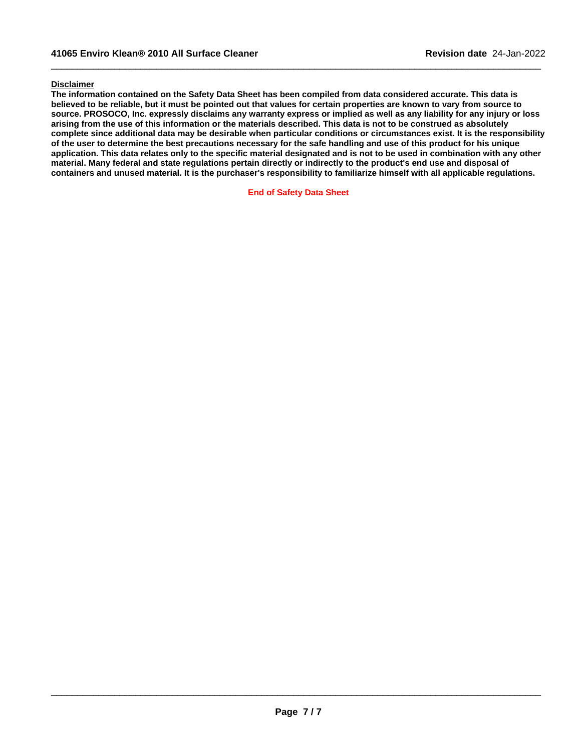**Disclaimer**

**The information contained on the Safety Data Sheet has been compiled from data considered accurate. This data is believed to be reliable, but it must be pointed out that values for certain properties are known to vary from source to source. PROSOCO, Inc. expressly disclaims any warranty express or implied as well as any liability for any injury or loss arising from the use of this information or the materials described. This data is not to be construed as absolutely complete since additional data may be desirable when particular conditions or circumstances exist. It is the responsibility of the user to determine the best precautions necessary for the safe handling and use of this product for his unique application. This data relates only to the specific material designated and is not to be used in combination with any other material. Many federal and state regulations pertain directly or indirectly to the product's end use and disposal of containers and unused material. It is the purchaser's responsibility to familiarize himself with all applicable regulations.**

**End of Safety Data Sheet**